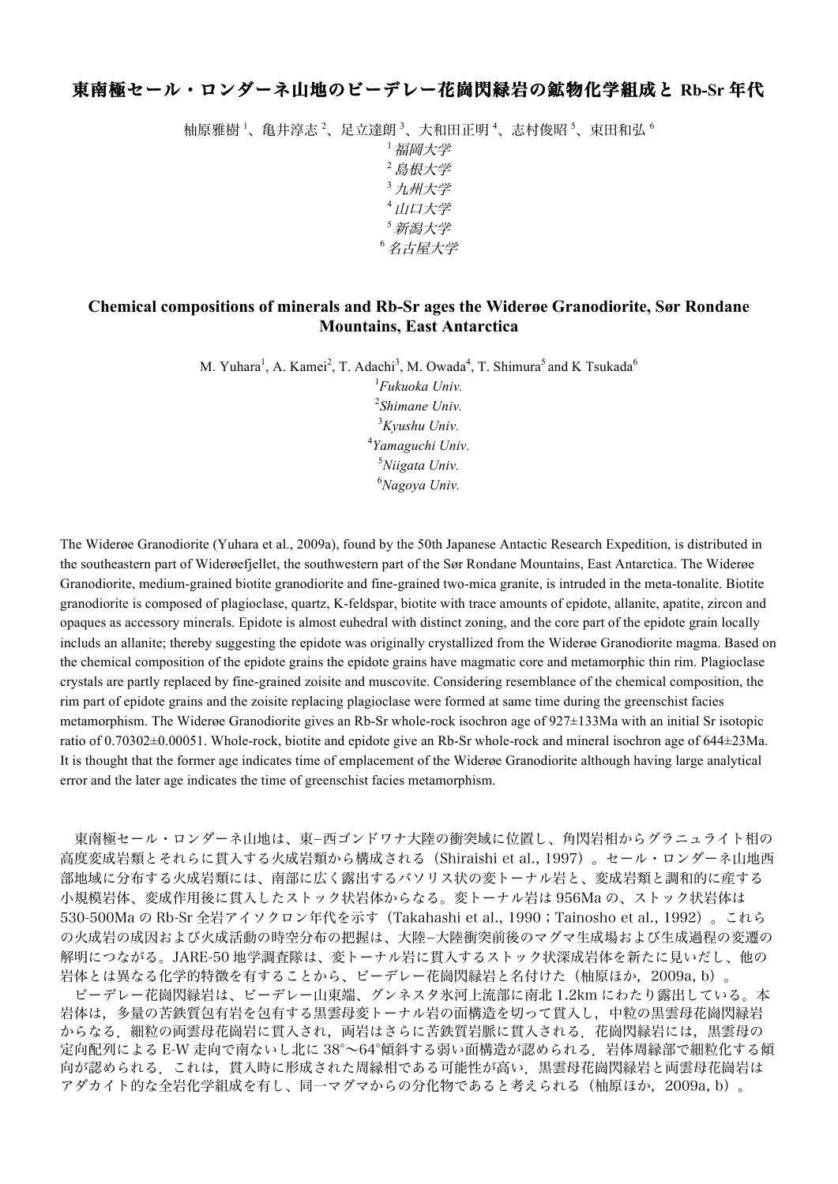# 東南極セール・ロンダーネ山地のビーデレー花崗閃緑岩の鉱物化学組成と Rb-Sr 年代

柚原雅樹[1]、亀井淳志[2]、足立達朗[3]、大和田正明[4]、志村俊昭[5]、束田和弘[6]

[1] *福岡大学*

[2] *島根大学*

[3] *九州大学*

[4] *山口大学*

[5] *新潟大学*

[6] *名古屋大学*

## Chemical compositions of minerals and Rb-Sr ages the Widerøe Granodiorite, Sør Rondane Mountains, East Antarctica

M. Yuhara[1], A. Kamei[2], T. Adachi[3], M. Owada[4], T. Shimura[5] and K Tsukada[6]

[1] *Fukuoka Univ.*

[2] *Shimane Univ.*

[3] *Kyushu Univ.*

[4] *Yamaguchi Univ.*

[5] *Niigata Univ.*

[6] *Nagoya Univ.*

The Widerøe Granodiorite (Yuhara et al., 2009a), found by the 50th Japanese Antactic Research Expedition, is distributed in the southeastern part of Widerøefjellet, the southwestern part of the Sør Rondane Mountains, East Antarctica. The Widerøe Granodiorite, medium-grained biotite granodiorite and fine-grained two-mica granite, is intruded in the meta-tonalite. Biotite granodiorite is composed of plagioclase, quartz, K-feldspar, biotite with trace amounts of epidote, allanite, apatite, zircon and opaques as accessory minerals. Epidote is almost euhedral with distinct zoning, and the core part of the epidote grain locally includs an allanite; thereby suggesting the epidote was originally crystallized from the Widerøe Granodiorite magma. Based on the chemical composition of the epidote grains the epidote grains have magmatic core and metamorphic thin rim. Plagioclase crystals are partly replaced by fine-grained zoisite and muscovite. Considering resemblance of the chemical composition, the rim part of epidote grains and the zoisite replacing plagioclase were formed at same time during the greenschist facies metamorphism. The Widerøe Granodiorite gives an Rb-Sr whole-rock isochron age of 927±133Ma with an initial Sr isotopic ratio of 0.70302±0.00051. Whole-rock, biotite and epidote give an Rb-Sr whole-rock and mineral isochron age of 644±23Ma. It is thought that the former age indicates time of emplacement of the Widerøe Granodiorite although having large analytical error and the later age indicates the time of greenschist facies metamorphism.

東南極セール・ロンダーネ山地は、東−西ゴンドワナ大陸の衝突域に位置し、角閃岩相からグラニュライト相の高度変成岩類とそれらに貫入する火成岩類から構成される（Shiraishi et al., 1997）。セール・ロンダーネ山地西部地域に分布する火成岩類には、南部に広く露出するバソリス状の変トーナル岩と、変成岩類と調和的に産する小規模岩体、変成作用後に貫入したストック状岩体からなる。変トーナル岩は 956Ma の、ストック状岩体は 530-500Ma の Rb-Sr 全岩アイソクロン年代を示す（Takahashi et al., 1990；Tainosho et al., 1992）。これらの火成岩の成因および火成活動の時空分布の把握は、大陸−大陸衝突前後のマグマ生成場および生成過程の変遷の解明につながる。JARE-50 地学調査隊は、変トーナル岩に貫入するストック状深成岩体を新たに見いだし、他の岩体とは異なる化学的特徴を有することから、ビーデレー花崗閃緑岩と名付けた（柚原ほか，2009a, b）。

ビーデレー花崗閃緑岩は、ビーデレー山東端、グンネスタ氷河上流部に南北 1.2km にわたり露出している。本岩体は，多量の苦鉄質包有岩を包有する黒雲母変トーナル岩の面構造を切って貫入し，中粒の黒雲母花崗閃緑岩からなる．細粒の両雲母花崗岩に貫入され，両岩はさらに苦鉄質岩脈に貫入される．花崗閃緑岩には，黒雲母の定向配列による E-W 走向で南ないし北に 38°〜64°傾斜する弱い面構造が認められる．岩体周縁部で細粒化する傾向が認められる．これは，貫入時に形成された周縁相である可能性が高い．黒雲母花崗閃緑岩と両雲母花崗岩はアダカイト的な全岩化学組成を有し、同一マグマからの分化物であると考えられる（柚原ほか，2009a, b）。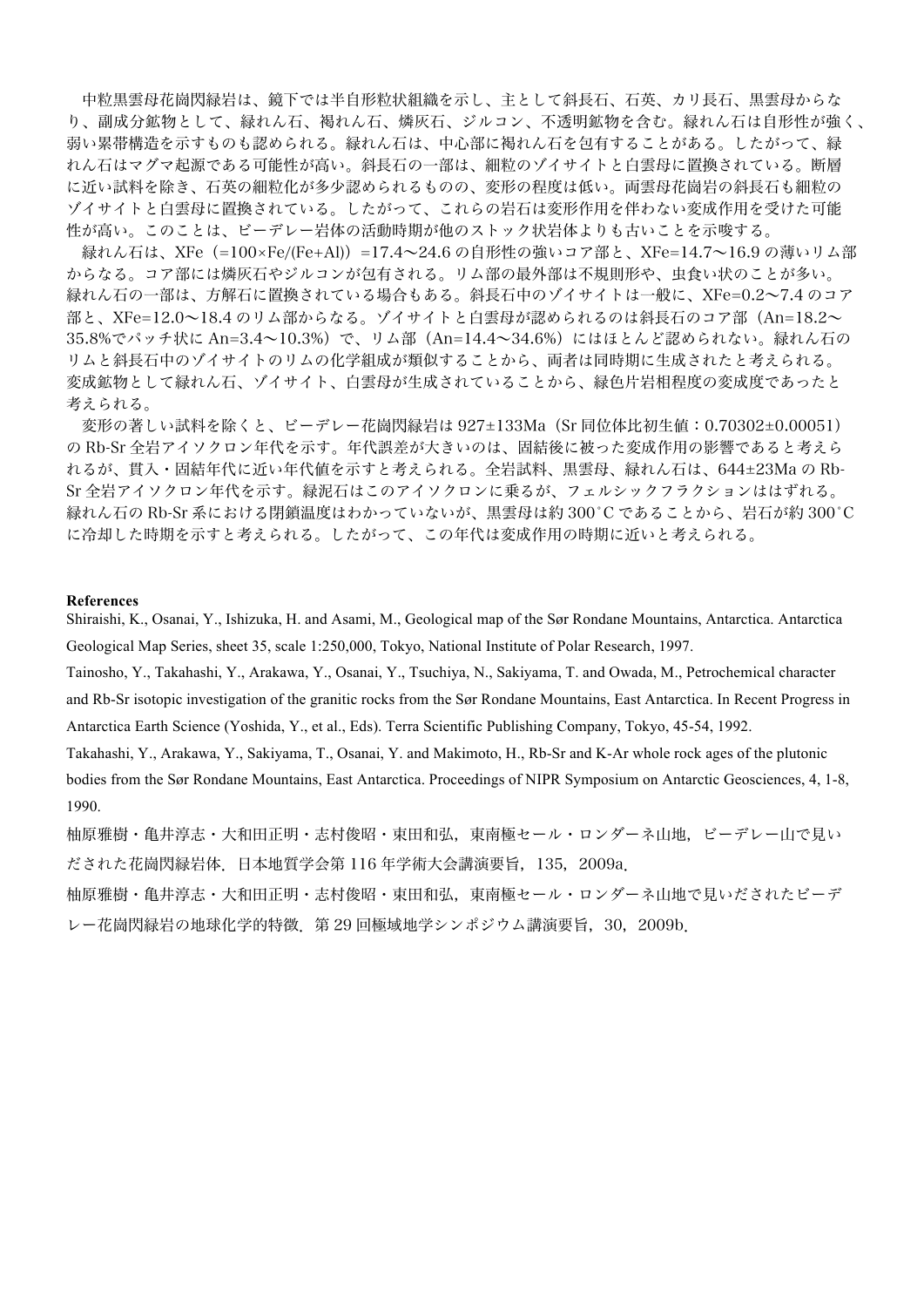中粒黒雲母花崗閃緑岩は、鏡下では半自形粒状組織を示し、主として斜長石、石英、カリ長石、黒雲母からなり、副成分鉱物として、緑れん石、褐れん石、燐灰石、ジルコン、不透明鉱物を含む。緑れん石は自形性が強く、弱い累帯構造を示すものも認められる。緑れん石は、中心部に褐れん石を包有することがある。したがって、緑れん石はマグマ起源である可能性が高い。斜長石の一部は、細粒のゾイサイトと白雲母に置換されている。断層に近い試料を除き、石英の細粒化が多少認められるものの、変形の程度は低い。両雲母花崗岩の斜長石も細粒のゾイサイトと白雲母に置換されている。したがって、これらの岩石は変形作用を伴わない変成作用を受けた可能性が高い。このことは、ビーデレー岩体の活動時期が他のストック状岩体よりも古いことを示唆する。

緑れん石は、XFe（=100×Fe/(Fe+Al)）=17.4〜24.6 の自形性の強いコア部と、XFe=14.7〜16.9 の薄いリム部からなる。コア部には燐灰石やジルコンが包有される。リム部の最外部は不規則形や、虫食い状のことが多い。緑れん石の一部は、方解石に置換されている場合もある。斜長石中のゾイサイトは一般に、XFe=0.2〜7.4 のコア部と、XFe=12.0〜18.4 のリム部からなる。ゾイサイトと白雲母が認められるのは斜長石のコア部（An=18.2〜35.8%でパッチ状に An=3.4〜10.3%）で、リム部（An=14.4〜34.6%）にはほとんど認められない。緑れん石のリムと斜長石中のゾイサイトのリムの化学組成が類似することから、両者は同時期に生成されたと考えられる。変成鉱物として緑れん石、ゾイサイト、白雲母が生成されていることから、緑色片岩相程度の変成度であったと考えられる。

変形の著しい試料を除くと、ビーデレー花崗閃緑岩は 927±133Ma（Sr 同位体比初生値：0.70302±0.00051）の Rb-Sr 全岩アイソクロン年代を示す。年代誤差が大きいのは、固結後に被った変成作用の影響であると考えられるが、貫入・固結年代に近い年代値を示すと考えられる。全岩試料、黒雲母、緑れん石は、644±23Ma の Rb-Sr 全岩アイソクロン年代を示す。緑泥石はこのアイソクロンに乗るが、フェルシックフラクションははずれる。緑れん石の Rb-Sr 系における閉鎖温度はわかっていないが、黒雲母は約 300˚C であることから、岩石が約 300˚C に冷却した時期を示すと考えられる。したがって、この年代は変成作用の時期に近いと考えられる。

**References**

Shiraishi, K., Osanai, Y., Ishizuka, H. and Asami, M., Geological map of the Sør Rondane Mountains, Antarctica. Antarctica Geological Map Series, sheet 35, scale 1:250,000, Tokyo, National Institute of Polar Research, 1997.

Tainosho, Y., Takahashi, Y., Arakawa, Y., Osanai, Y., Tsuchiya, N., Sakiyama, T. and Owada, M., Petrochemical character and Rb-Sr isotopic investigation of the granitic rocks from the Sør Rondane Mountains, East Antarctica. In Recent Progress in Antarctica Earth Science (Yoshida, Y., et al., Eds). Terra Scientific Publishing Company, Tokyo, 45-54, 1992.

Takahashi, Y., Arakawa, Y., Sakiyama, T., Osanai, Y. and Makimoto, H., Rb-Sr and K-Ar whole rock ages of the plutonic bodies from the Sør Rondane Mountains, East Antarctica. Proceedings of NIPR Symposium on Antarctic Geosciences, 4, 1-8, 1990.

柚原雅樹・亀井淳志・大和田正明・志村俊昭・東田和弘，東南極セール・ロンダーネ山地，ビーデレー山で見いだされた花崗閃緑岩体．日本地質学会第 116 年学術大会講演要旨，135，2009a.

柚原雅樹・亀井淳志・大和田正明・志村俊昭・東田和弘，東南極セール・ロンダーネ山地で見いだされたビーデレー花崗閃緑岩の地球化学的特徴．第 29 回極域地学シンポジウム講演要旨，30，2009b.